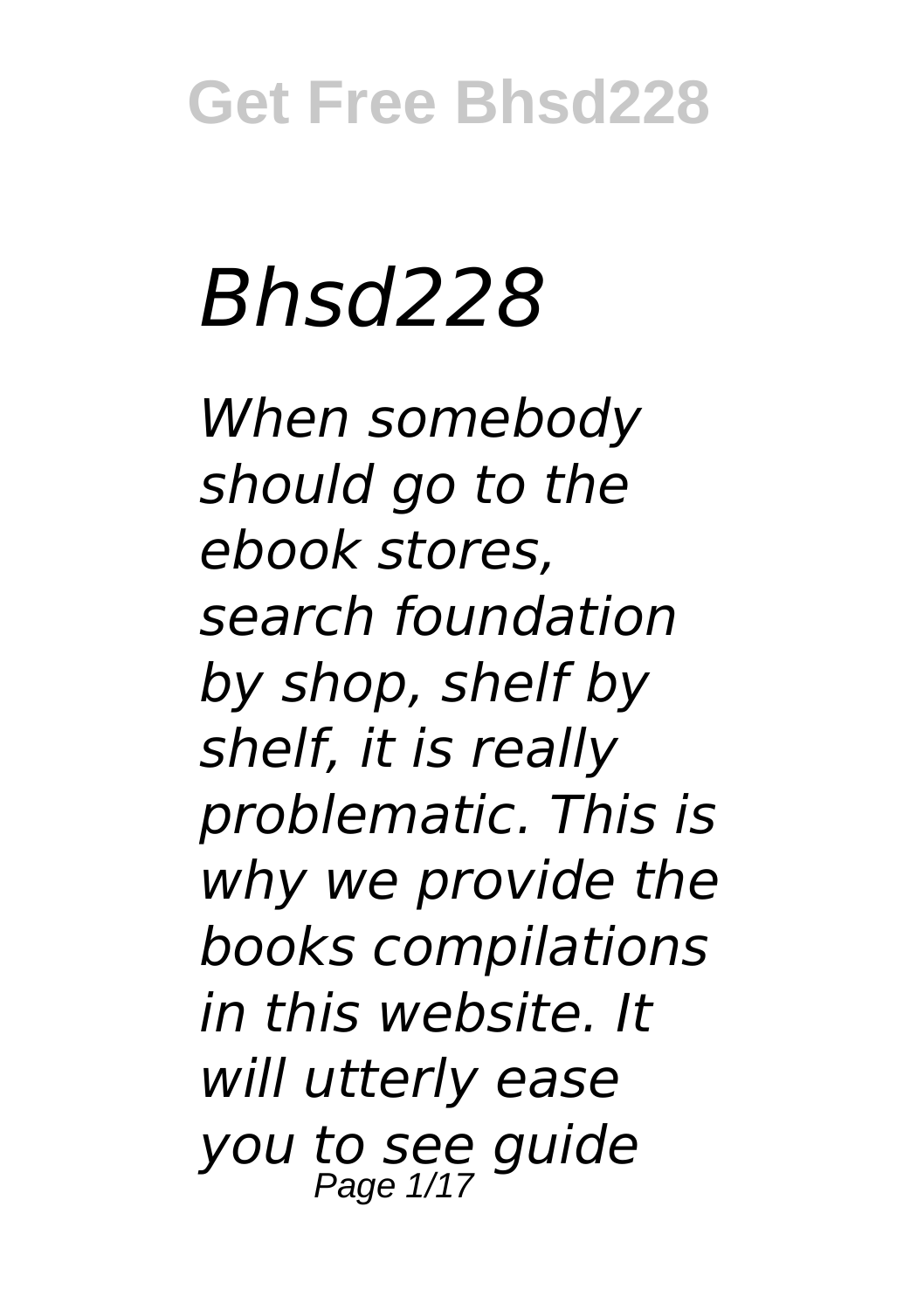# *Bhsd228*

*When somebody should go to the ebook stores, search foundation by shop, shelf by shelf, it is really problematic. This is why we provide the books compilations in this website. It will utterly ease you to see guide*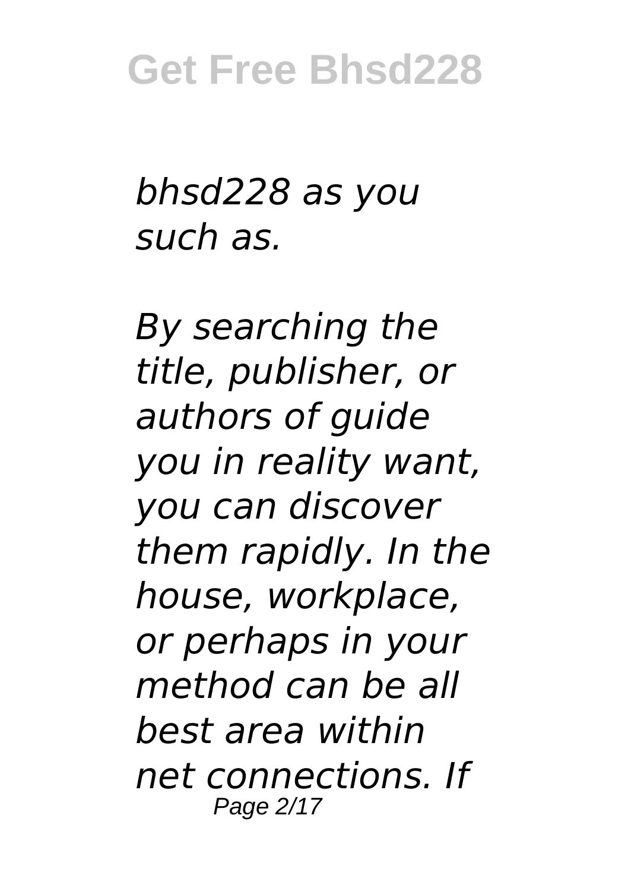*bhsd228 as you such as.*

*By searching the title, publisher, or authors of guide you in reality want, you can discover them rapidly. In the house, workplace, or perhaps in your method can be all best area within net connections. If*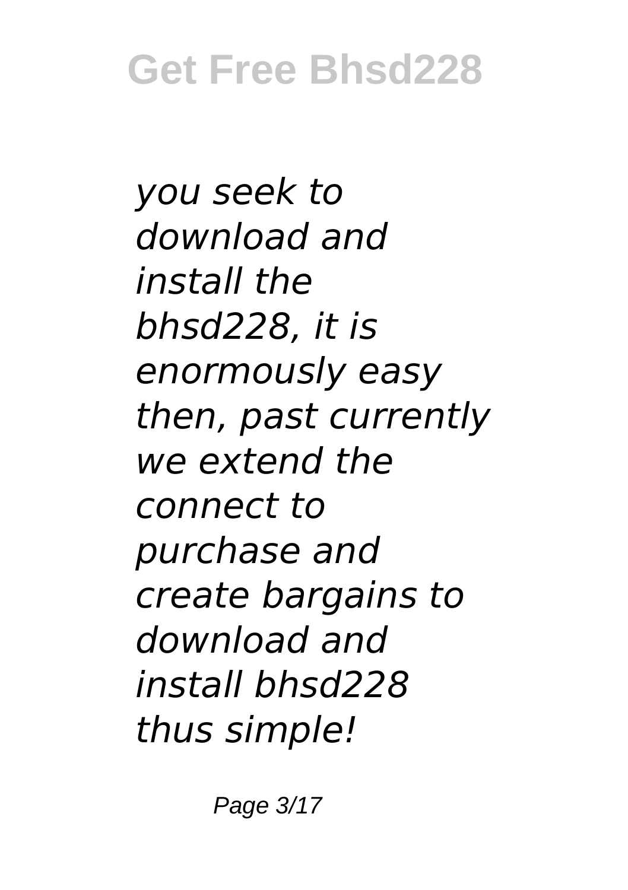*you seek to download and install the bhsd228, it is enormously easy then, past currently we extend the connect to purchase and create bargains to download and install bhsd228 thus simple!*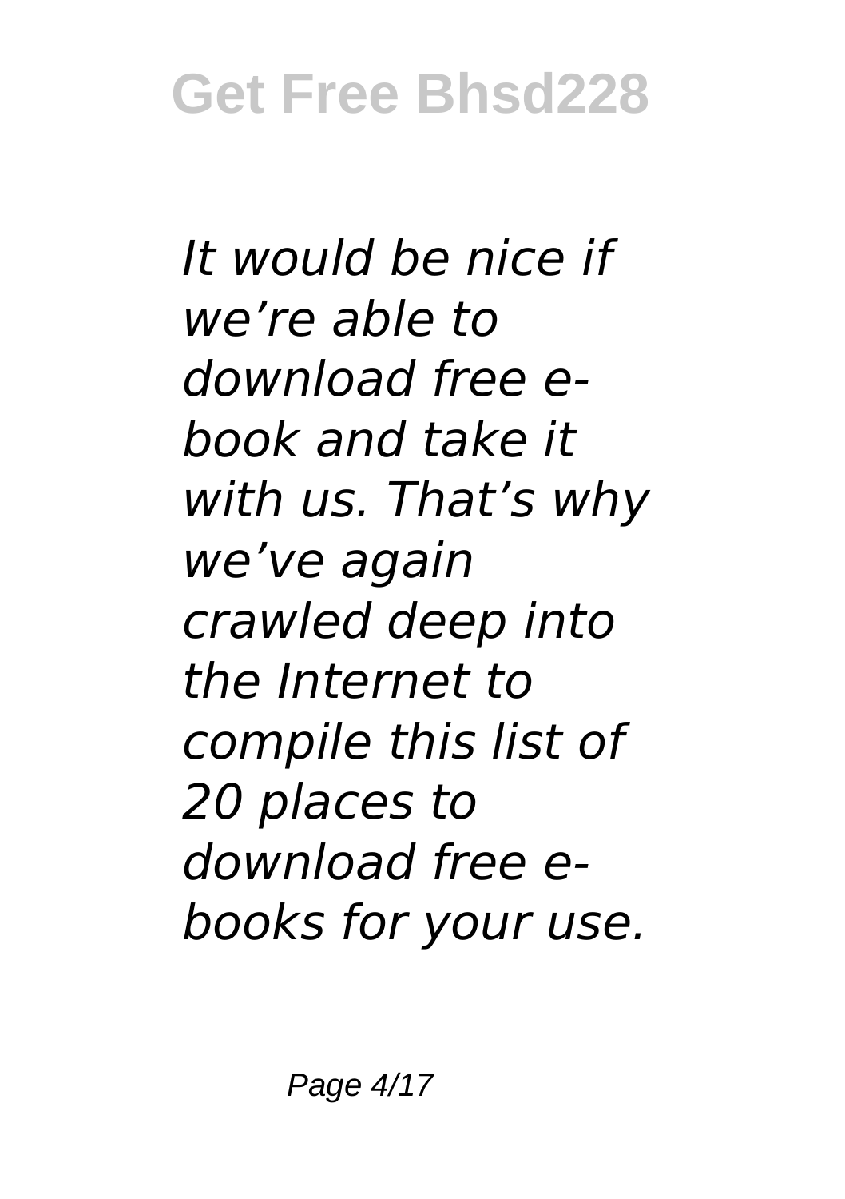*It would be nice if we're able to download free e-book and take it with us. That's why we've again crawled deep into the Internet to compile this list of 20 places to download free e-books for your use.*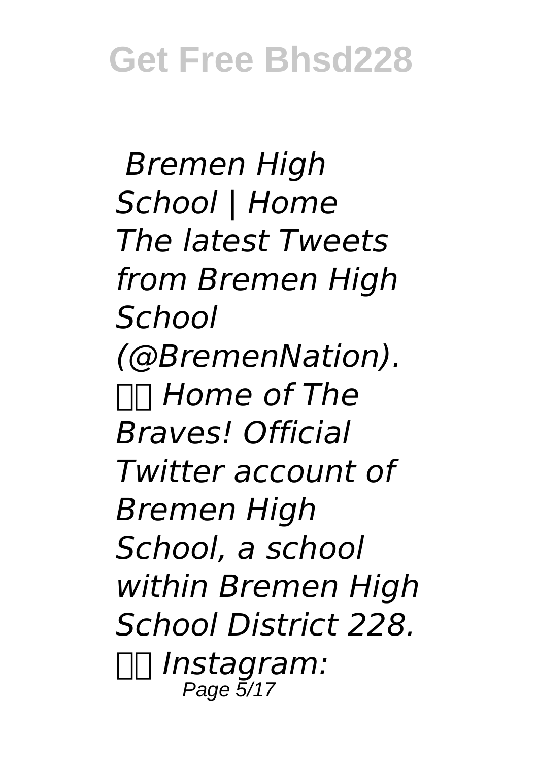*Bremen High School | Home The latest Tweets from Bremen High School (@BremenNation). Home of The Braves! Official Twitter account of Bremen High School, a school within Bremen High School District 228. Instagram:*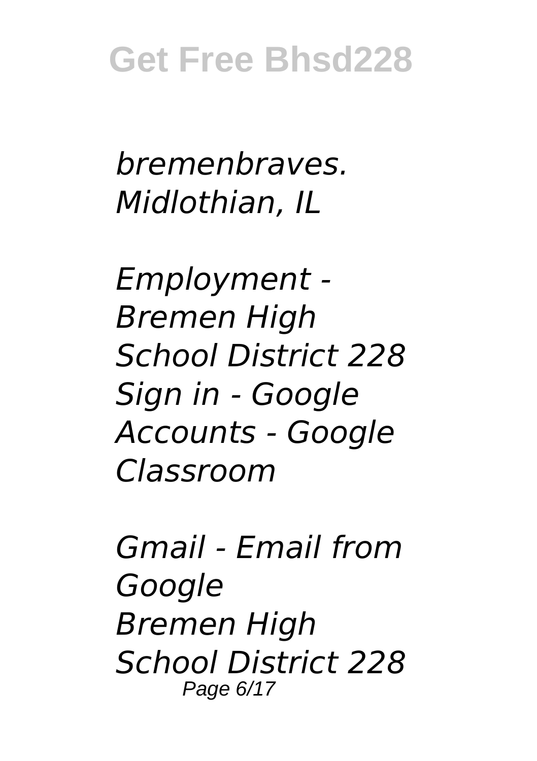*bremenbraves. Midlothian, IL*

*Employment - Bremen High School District 228 Sign in - Google Accounts - Google Classroom*

*Gmail - Email from Google Bremen High School District 228*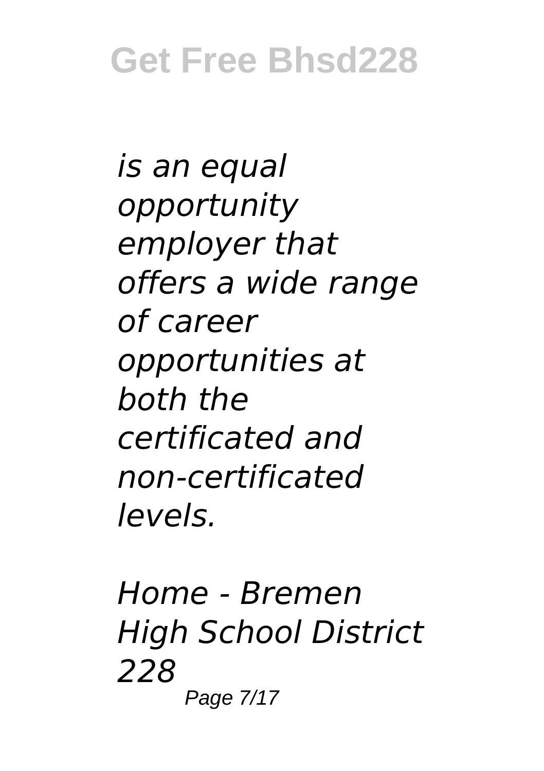*is an equal opportunity employer that offers a wide range of career opportunities at both the certificated and non-certificated levels.*

*Home - Bremen High School District 228*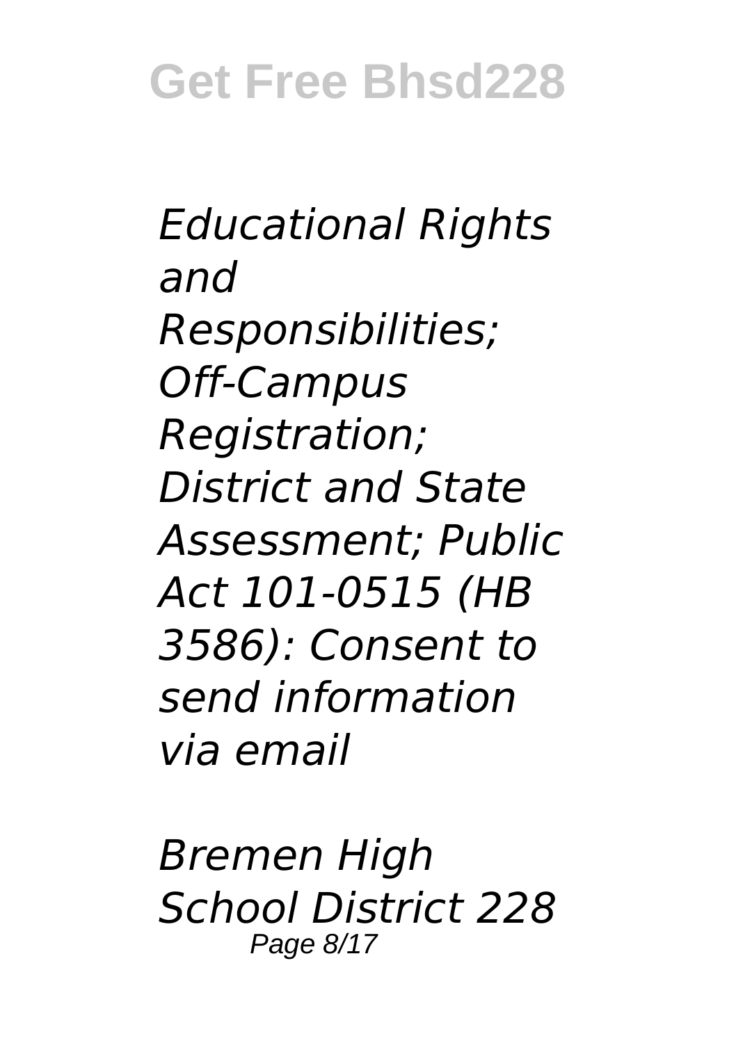*Educational Rights and Responsibilities; Off-Campus Registration; District and State Assessment; Public Act 101-0515 (HB 3586): Consent to send information via email*

*Bremen High School District 228*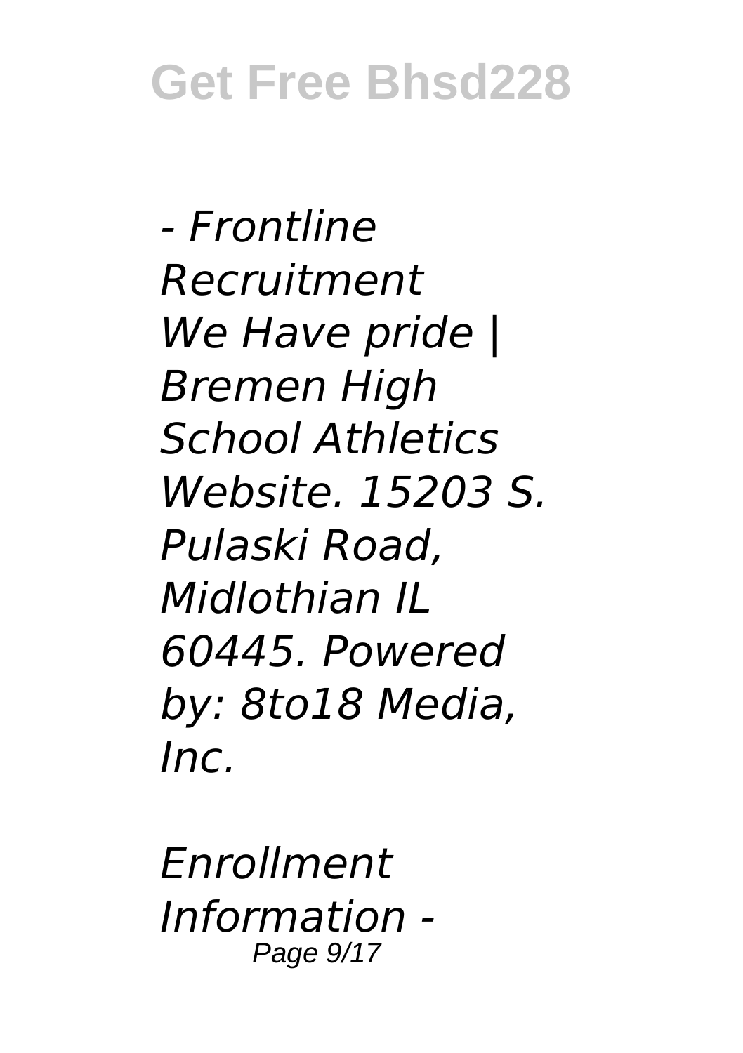*- Frontline Recruitment*

*We Have pride | Bremen High School Athletics Website. 15203 S. Pulaski Road, Midlothian IL 60445. Powered by: 8to18 Media, Inc.*

*Enrollment Information -*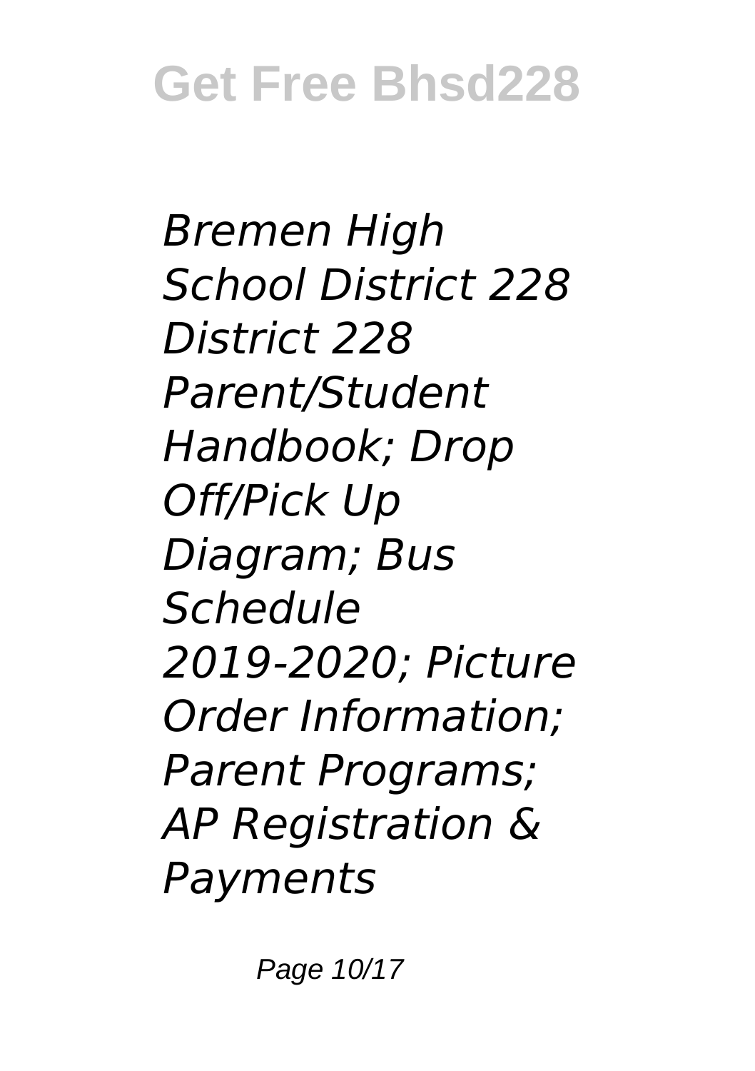*Bremen High School District 228 District 228 Parent/Student Handbook; Drop Off/Pick Up Diagram; Bus Schedule 2019-2020; Picture Order Information; Parent Programs; AP Registration & Payments*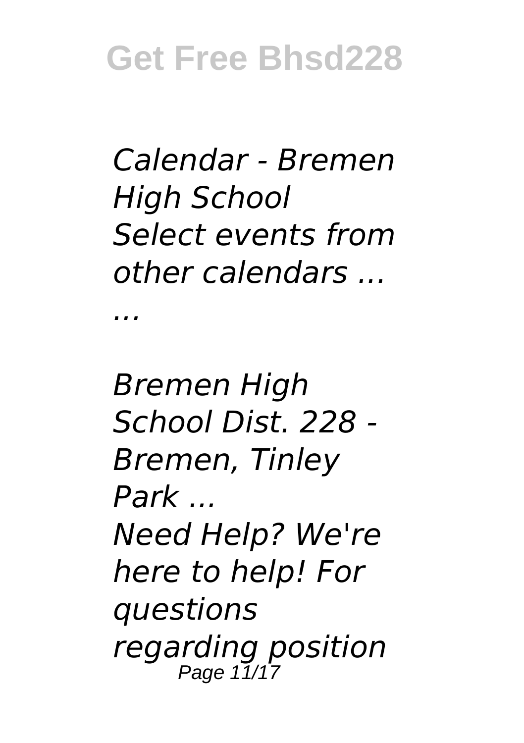*Calendar - Bremen High School*
*Select events from other calendars ... ...*

*Bremen High School Dist. 228 - Bremen, Tinley Park ...*
*Need Help? We're here to help! For questions regarding position*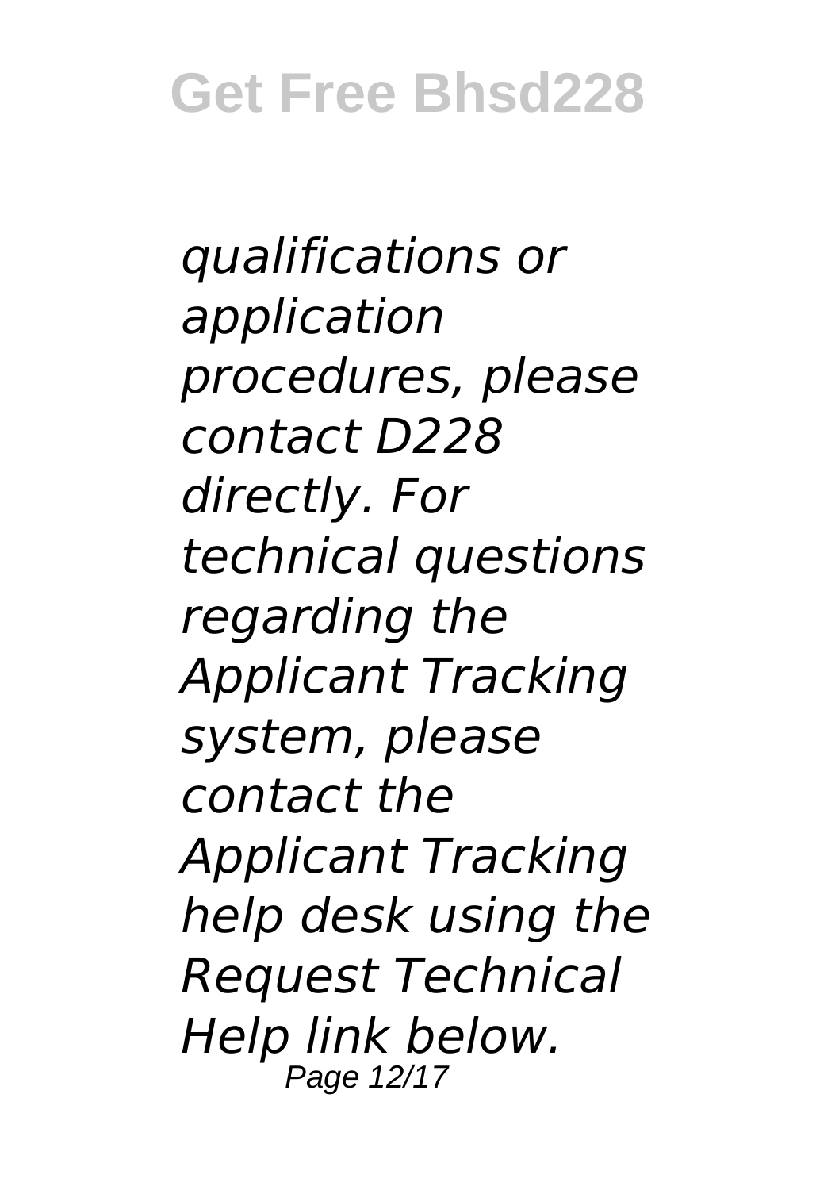*qualifications or application procedures, please contact D228 directly. For technical questions regarding the Applicant Tracking system, please contact the Applicant Tracking help desk using the Request Technical Help link below.*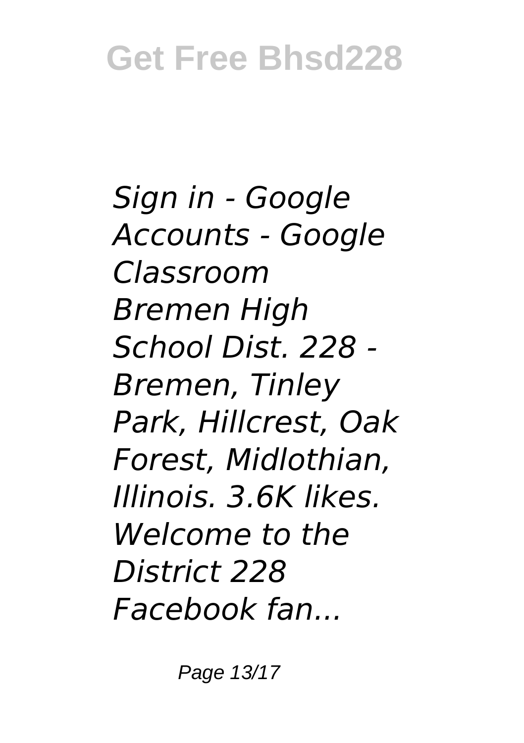*Sign in - Google Accounts - Google Classroom*
*Bremen High School Dist. 228 - Bremen, Tinley Park, Hillcrest, Oak Forest, Midlothian, Illinois. 3.6K likes. Welcome to the District 228 Facebook fan...*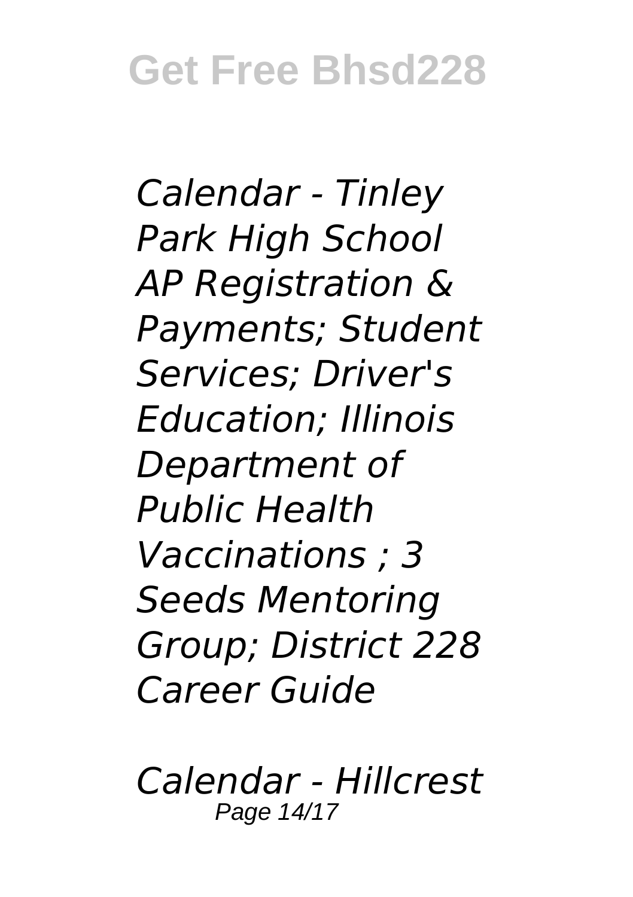*Calendar - Tinley Park High School AP Registration & Payments; Student Services; Driver's Education; Illinois Department of Public Health Vaccinations ; 3 Seeds Mentoring Group; District 228 Career Guide*

*Calendar - Hillcrest*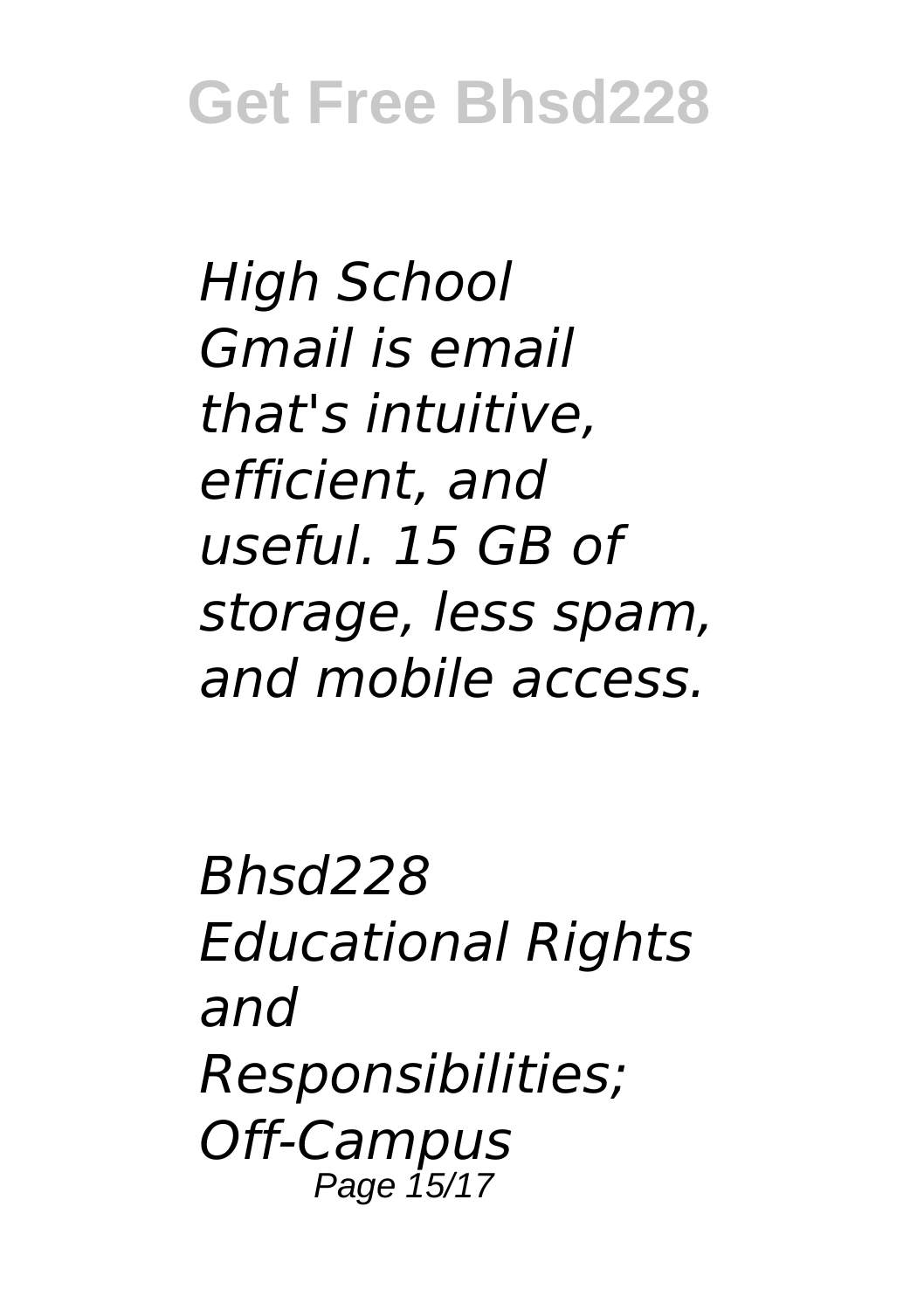*High School*
*Gmail is email that's intuitive, efficient, and useful. 15 GB of storage, less spam, and mobile access.*

*Bhsd228*
*Educational Rights and Responsibilities; Off-Campus*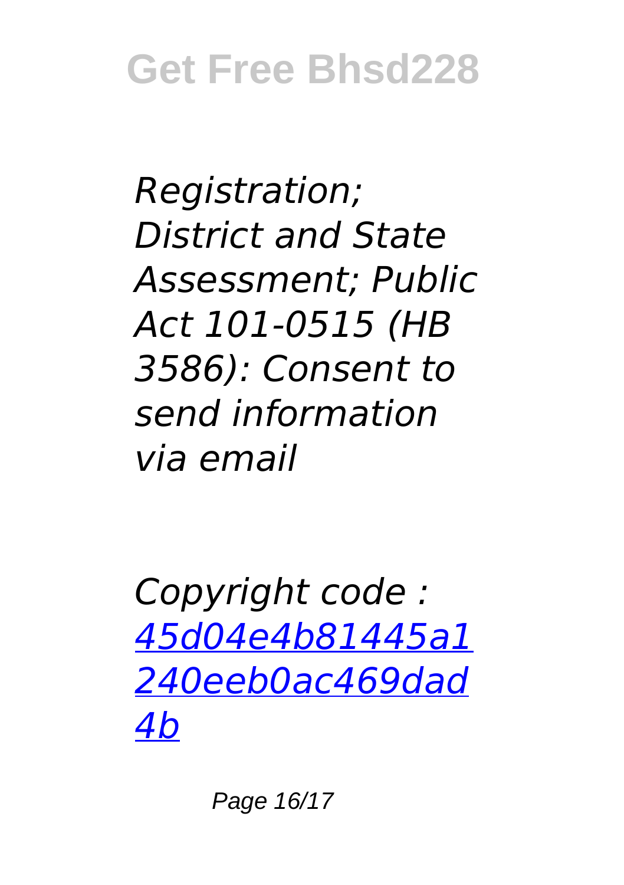*Registration; District and State Assessment; Public Act 101-0515 (HB 3586): Consent to send information via email*

*Copyright code : [45d04e4b81445a1240eeb0ac469dad4b](45d04e4b81445a1240eeb0ac469dad4b)*